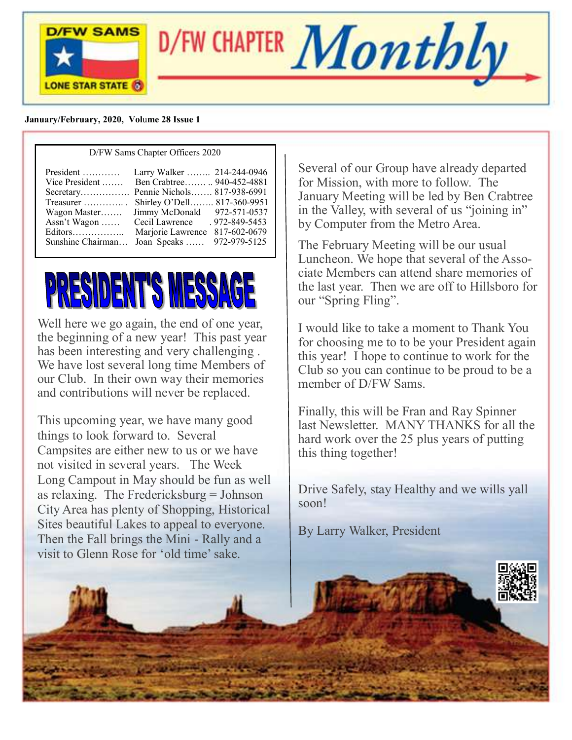# D/FW CHAPTER *Monthly*

D/FW SAMS LONE STAR STATE

**January/February, 2020, Volume 28 Issue 1**

D/FW Sams Chapter Officers 2020

| Office | Name | Phone |
|---|---|---|
| President | Larry Walker | 214-244-0946 |
| Vice President | Ben Crabtree | 940-452-4881 |
| Secretary | Pennie Nichols | 817-938-6991 |
| Treasurer | Shirley O'Dell | 817-360-9951 |
| Wagon Master | Jimmy McDonald | 972-571-0537 |
| Assn't Wagon | Cecil Lawrence | 972-849-5453 |
| Editors | Marjorie Lawrence | 817-602-0679 |
| Sunshine Chairman | Joan Speaks | 972-979-5125 |

## PRESIDENT'S MESSAGE

Well here we go again, the end of one year, the beginning of a new year! This past year has been interesting and very challenging . We have lost several long time Members of our Club. In their own way their memories and contributions will never be replaced.

This upcoming year, we have many good things to look forward to. Several Campsites are either new to us or we have not visited in several years. The Week Long Campout in May should be fun as well as relaxing. The Fredericksburg = Johnson City Area has plenty of Shopping, Historical Sites beautiful Lakes to appeal to everyone. Then the Fall brings the Mini - Rally and a visit to Glenn Rose for 'old time' sake.

Several of our Group have already departed for Mission, with more to follow. The January Meeting will be led by Ben Crabtree in the Valley, with several of us "joining in" by Computer from the Metro Area.

The February Meeting will be our usual Luncheon. We hope that several of the Associate Members can attend share memories of the last year. Then we are off to Hillsboro for our "Spring Fling".

I would like to take a moment to Thank You for choosing me to to be your President again this year! I hope to continue to work for the Club so you can continue to be proud to be a member of D/FW Sams.

Finally, this will be Fran and Ray Spinner last Newsletter. MANY THANKS for all the hard work over the 25 plus years of putting this thing together!

Drive Safely, stay Healthy and we wills yall soon!

By Larry Walker, President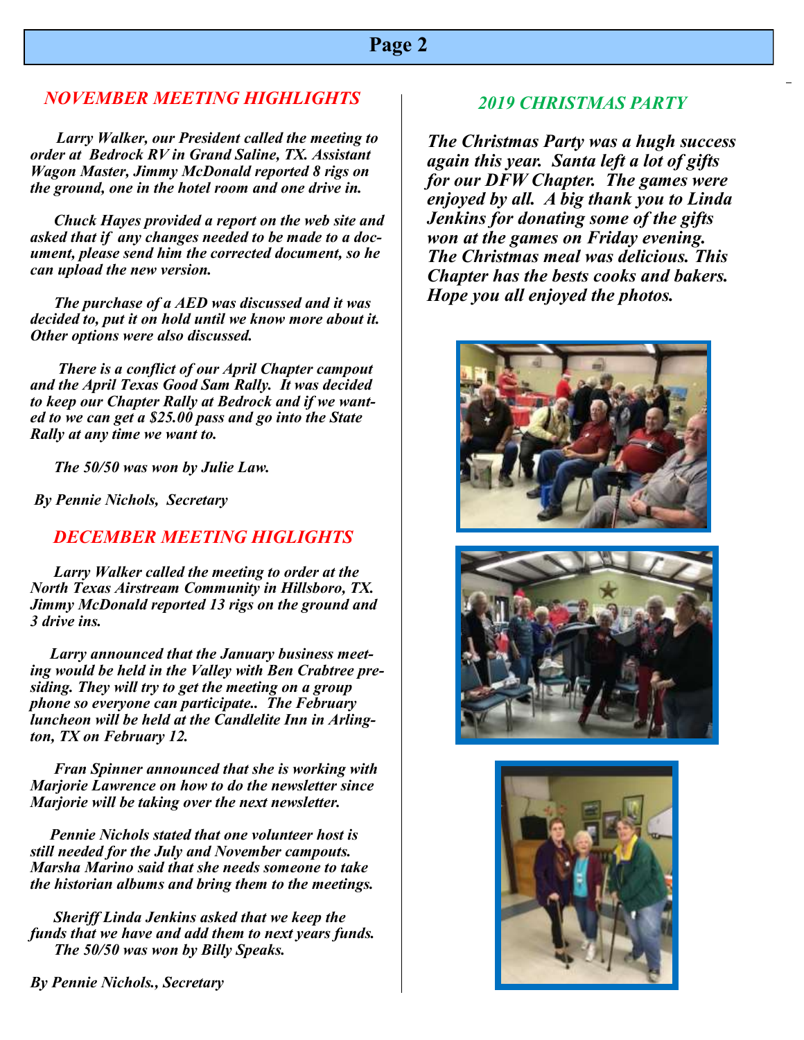## *NOVEMBER MEETING HIGHLIGHTS*

***Larry Walker, our President called the meeting to order at Bedrock RV in Grand Saline, TX. Assistant Wagon Master, Jimmy McDonald reported 8 rigs on the ground, one in the hotel room and one drive in.***

***Chuck Hayes provided a report on the web site and asked that if any changes needed to be made to a document, please send him the corrected document, so he can upload the new version.***

***The purchase of a AED was discussed and it was decided to, put it on hold until we know more about it. Other options were also discussed.***

***There is a conflict of our April Chapter campout and the April Texas Good Sam Rally. It was decided to keep our Chapter Rally at Bedrock and if we wanted to we can get a $25.00 pass and go into the State Rally at any time we want to.***

***The 50/50 was won by Julie Law.***

***By Pennie Nichols, Secretary***

## *DECEMBER MEETING HIGLIGHTS*

***Larry Walker called the meeting to order at the North Texas Airstream Community in Hillsboro, TX. Jimmy McDonald reported 13 rigs on the ground and 3 drive ins.***

***Larry announced that the January business meeting would be held in the Valley with Ben Crabtree presiding. They will try to get the meeting on a group phone so everyone can participate.. The February luncheon will be held at the Candlelite Inn in Arlington, TX on February 12.***

***Fran Spinner announced that she is working with Marjorie Lawrence on how to do the newsletter since Marjorie will be taking over the next newsletter.***

***Pennie Nichols stated that one volunteer host is still needed for the July and November campouts. Marsha Marino said that she needs someone to take the historian albums and bring them to the meetings.***

***Sheriff Linda Jenkins asked that we keep the funds that we have and add them to next years funds.***
***The 50/50 was won by Billy Speaks.***

***By Pennie Nichols., Secretary***

## *2019 CHRISTMAS PARTY*

***The Christmas Party was a hugh success again this year. Santa left a lot of gifts for our DFW Chapter. The games were enjoyed by all. A big thank you to Linda Jenkins for donating some of the gifts won at the games on Friday evening. The Christmas meal was delicious. This Chapter has the bests cooks and bakers. Hope you all enjoyed the photos.***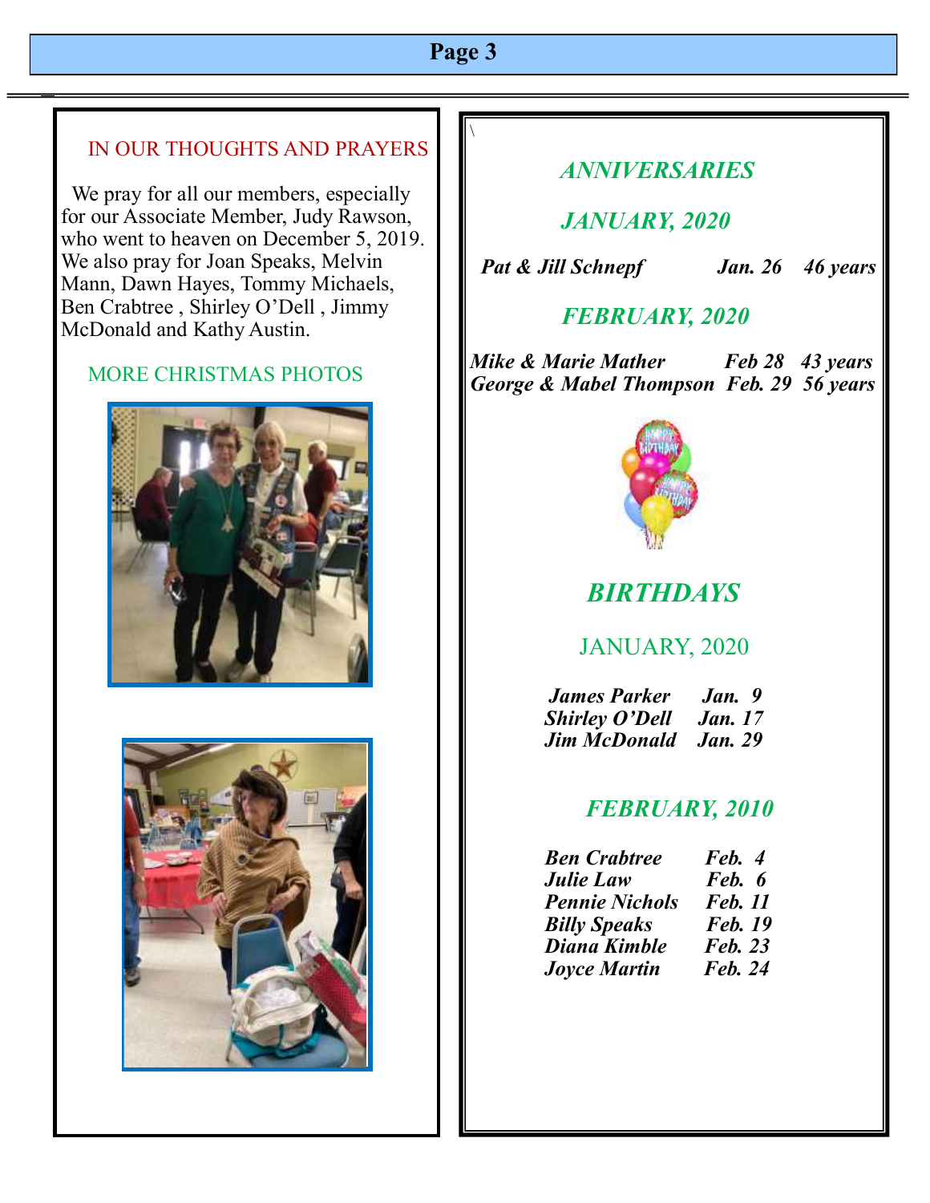## IN OUR THOUGHTS AND PRAYERS

We pray for all our members, especially for our Associate Member, Judy Rawson, who went to heaven on December 5, 2019. We also pray for Joan Speaks, Melvin Mann, Dawn Hayes, Tommy Michaels, Ben Crabtree , Shirley O'Dell , Jimmy McDonald and Kathy Austin.

## MORE CHRISTMAS PHOTOS

## *ANNIVERSARIES*

### *JANUARY, 2020*

***Pat & Jill Schnepf*** ***Jan. 26*** ***46 years***

### *FEBRUARY, 2020*

***Mike & Marie Mather*** ***Feb 28*** ***43 years***
***George & Mabel Thompson*** ***Feb. 29*** ***56 years***

## *BIRTHDAYS*

### JANUARY, 2020

***James Parker*** ***Jan. 9***
***Shirley O'Dell*** ***Jan. 17***
***Jim McDonald*** ***Jan. 29***

### *FEBRUARY, 2010*

***Ben Crabtree*** ***Feb. 4***
***Julie Law*** ***Feb. 6***
***Pennie Nichols*** ***Feb. 11***
***Billy Speaks*** ***Feb. 19***
***Diana Kimble*** ***Feb. 23***
***Joyce Martin*** ***Feb. 24***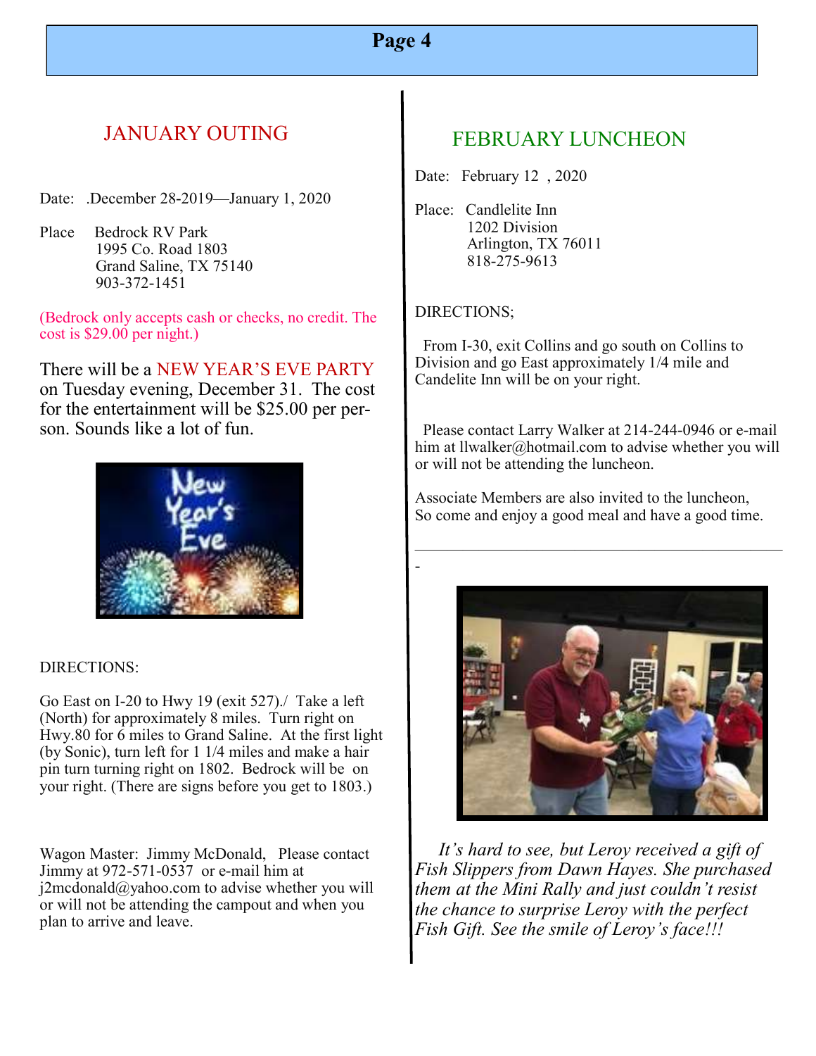## JANUARY OUTING

Date: .December 28-2019—January 1, 2020

Place Bedrock RV Park
1995 Co. Road 1803
Grand Saline, TX 75140
903-372-1451

(Bedrock only accepts cash or checks, no credit. The cost is $29.00 per night.)

There will be a NEW YEAR'S EVE PARTY on Tuesday evening, December 31. The cost for the entertainment will be $25.00 per person. Sounds like a lot of fun.

DIRECTIONS:

Go East on I-20 to Hwy 19 (exit 527)./ Take a left (North) for approximately 8 miles. Turn right on Hwy.80 for 6 miles to Grand Saline. At the first light (by Sonic), turn left for 1 1/4 miles and make a hair pin turn turning right on 1802. Bedrock will be on your right. (There are signs before you get to 1803.)

Wagon Master: Jimmy McDonald, Please contact Jimmy at 972-571-0537 or e-mail him at j2mcdonald@yahoo.com to advise whether you will or will not be attending the campout and when you plan to arrive and leave.

## FEBRUARY LUNCHEON

Date: February 12 , 2020

Place: Candlelite Inn
1202 Division
Arlington, TX 76011
818-275-9613

DIRECTIONS;

From I-30, exit Collins and go south on Collins to Division and go East approximately 1/4 mile and Candelite Inn will be on your right.

Please contact Larry Walker at 214-244-0946 or e-mail him at llwalker@hotmail.com to advise whether you will or will not be attending the luncheon.

Associate Members are also invited to the luncheon, So come and enjoy a good meal and have a good time.

---

*It's hard to see, but Leroy received a gift of Fish Slippers from Dawn Hayes. She purchased them at the Mini Rally and just couldn't resist the chance to surprise Leroy with the perfect Fish Gift. See the smile of Leroy's face!!!*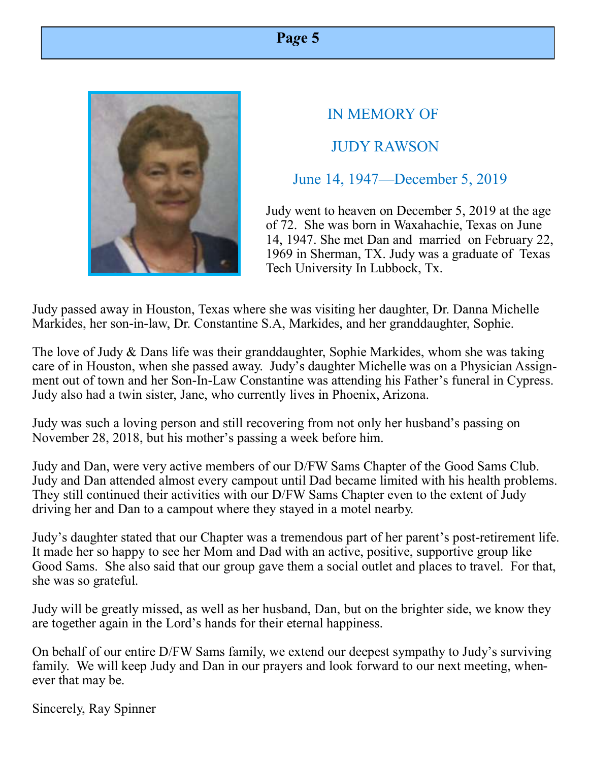## IN MEMORY OF

## JUDY RAWSON

### June 14, 1947—December 5, 2019

Judy went to heaven on December 5, 2019 at the age of 72. She was born in Waxahachie, Texas on June 14, 1947. She met Dan and married on February 22, 1969 in Sherman, TX. Judy was a graduate of Texas Tech University In Lubbock, Tx.

Judy passed away in Houston, Texas where she was visiting her daughter, Dr. Danna Michelle Markides, her son-in-law, Dr. Constantine S.A, Markides, and her granddaughter, Sophie.

The love of Judy & Dans life was their granddaughter, Sophie Markides, whom she was taking care of in Houston, when she passed away. Judy's daughter Michelle was on a Physician Assignment out of town and her Son-In-Law Constantine was attending his Father's funeral in Cypress. Judy also had a twin sister, Jane, who currently lives in Phoenix, Arizona.

Judy was such a loving person and still recovering from not only her husband's passing on November 28, 2018, but his mother's passing a week before him.

Judy and Dan, were very active members of our D/FW Sams Chapter of the Good Sams Club. Judy and Dan attended almost every campout until Dad became limited with his health problems. They still continued their activities with our D/FW Sams Chapter even to the extent of Judy driving her and Dan to a campout where they stayed in a motel nearby.

Judy's daughter stated that our Chapter was a tremendous part of her parent's post-retirement life. It made her so happy to see her Mom and Dad with an active, positive, supportive group like Good Sams. She also said that our group gave them a social outlet and places to travel. For that, she was so grateful.

Judy will be greatly missed, as well as her husband, Dan, but on the brighter side, we know they are together again in the Lord's hands for their eternal happiness.

On behalf of our entire D/FW Sams family, we extend our deepest sympathy to Judy's surviving family. We will keep Judy and Dan in our prayers and look forward to our next meeting, whenever that may be.

Sincerely, Ray Spinner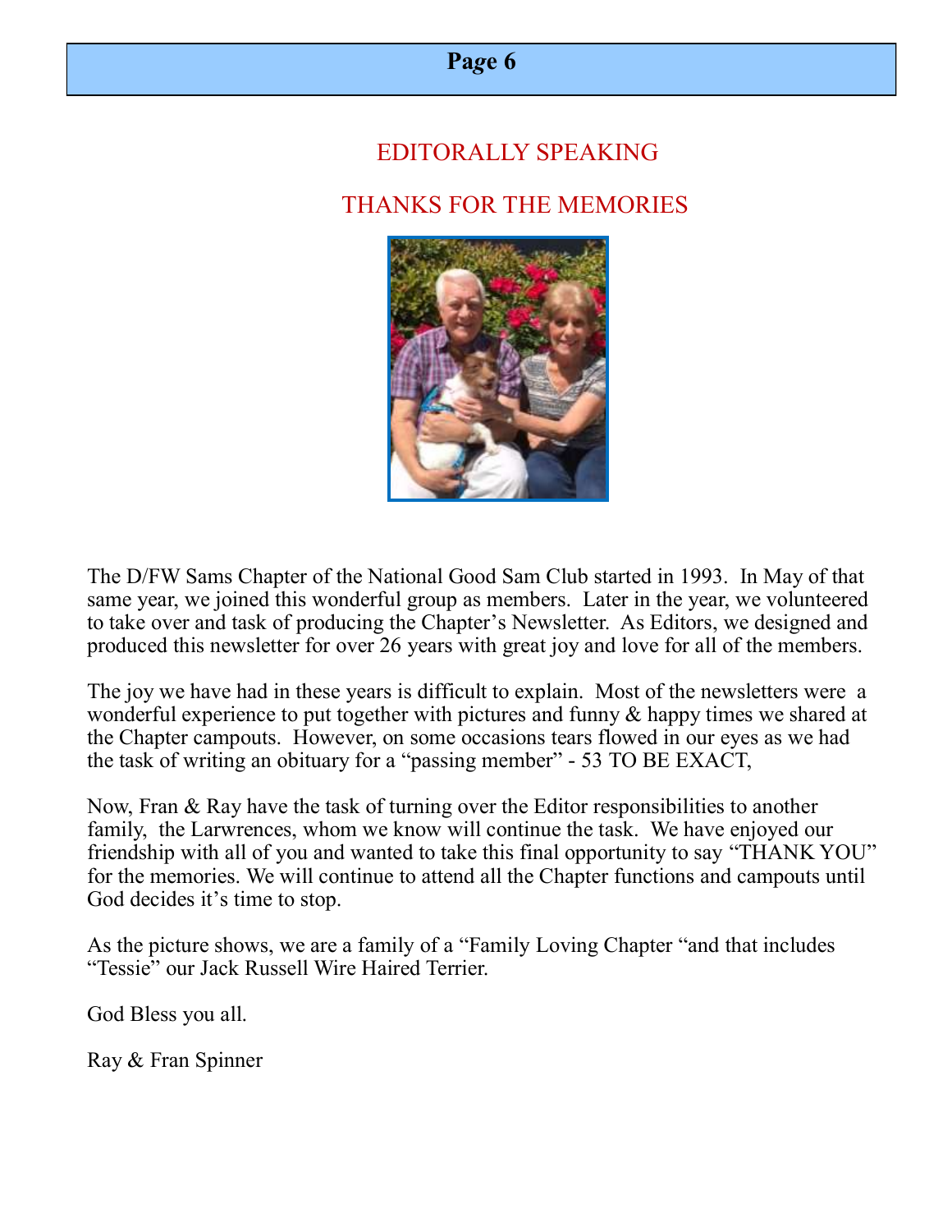## EDITORALLY SPEAKING

## THANKS FOR THE MEMORIES

The D/FW Sams Chapter of the National Good Sam Club started in 1993. In May of that same year, we joined this wonderful group as members. Later in the year, we volunteered to take over and task of producing the Chapter's Newsletter. As Editors, we designed and produced this newsletter for over 26 years with great joy and love for all of the members.

The joy we have had in these years is difficult to explain. Most of the newsletters were a wonderful experience to put together with pictures and funny & happy times we shared at the Chapter campouts. However, on some occasions tears flowed in our eyes as we had the task of writing an obituary for a "passing member" - 53 TO BE EXACT,

Now, Fran & Ray have the task of turning over the Editor responsibilities to another family, the Larwrences, whom we know will continue the task. We have enjoyed our friendship with all of you and wanted to take this final opportunity to say "THANK YOU" for the memories. We will continue to attend all the Chapter functions and campouts until God decides it's time to stop.

As the picture shows, we are a family of a "Family Loving Chapter "and that includes "Tessie" our Jack Russell Wire Haired Terrier.

God Bless you all.

Ray & Fran Spinner